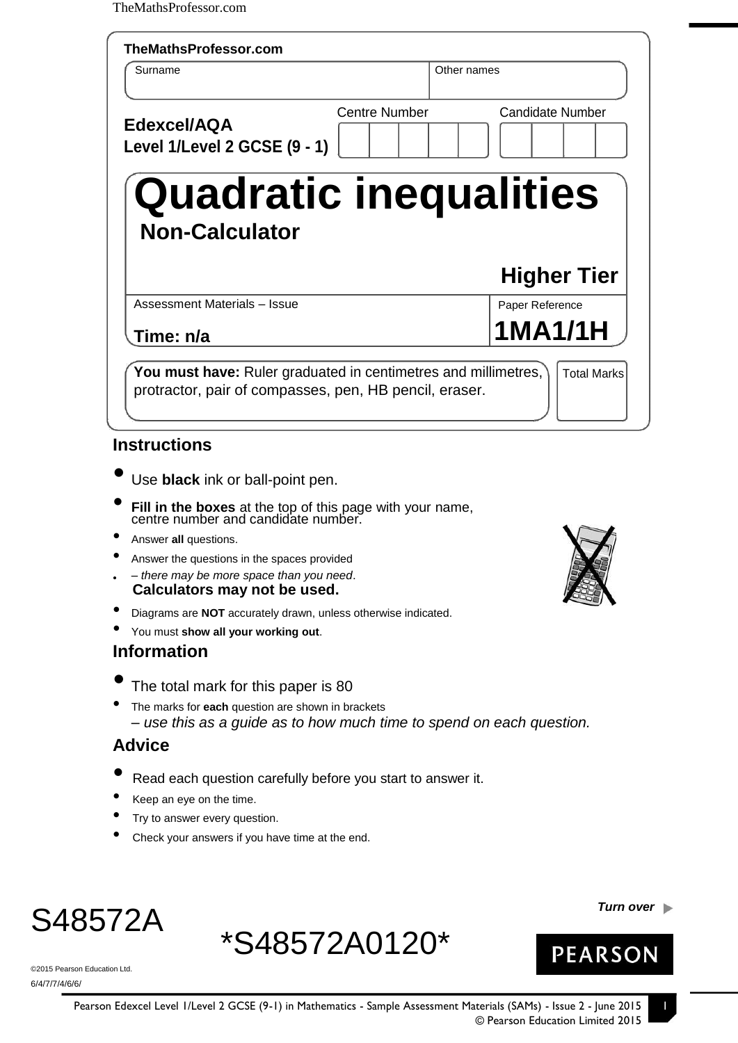TheMathsProfessor.com

| Surname | Other names |
| --- | --- |
| | |

**Edexcel/AQA**
**Level 1/Level 2 GCSE (9 - 1)**

Centre Number | Candidate Number

# Quadratic inequalities

## Non-Calculator

**Higher Tier**

Assessment Materials – Issue

**Time: n/a**

Paper Reference **1MA1/1H**

**You must have:** Ruler graduated in centimetres and millimetres, protractor, pair of compasses, pen, HB pencil, eraser.

Total Marks

## Instructions

- Use **black** ink or ball-point pen.
- **Fill in the boxes** at the top of this page with your name, centre number and candidate number.
- Answer **all** questions.
- Answer the questions in the spaces provided
- *– there may be more space than you need*.
  **Calculators may not be used.**
- Diagrams are **NOT** accurately drawn, unless otherwise indicated.
- You must **show all your working out**.

## Information

- The total mark for this paper is 80
- The marks for **each** question are shown in brackets
  *– use this as a guide as to how much time to spend on each question.*

## Advice

- Read each question carefully before you start to answer it.
- Keep an eye on the time.
- Try to answer every question.
- Check your answers if you have time at the end.

S48572A

*S48572A0120*

©2015 Pearson Education Ltd.
6/4/7/7/4/6/6/

*Turn over*

PEARSON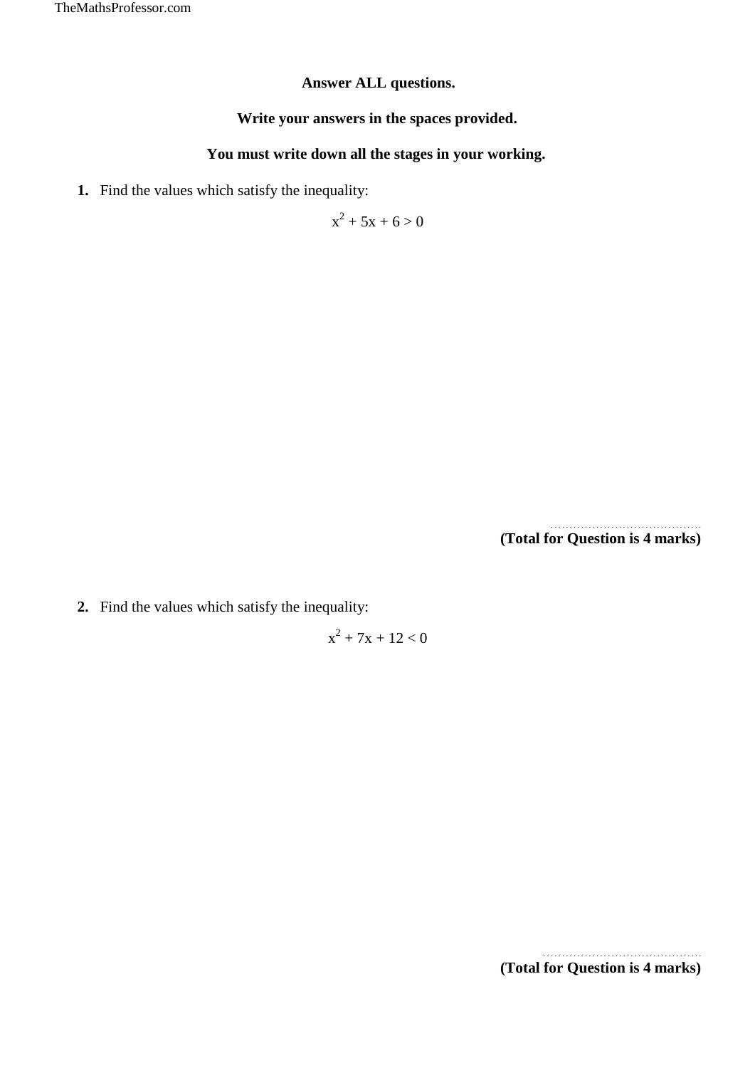**Answer ALL questions.**

**Write your answers in the spaces provided.**

**You must write down all the stages in your working.**

**1.** Find the values which satisfy the inequality:

$$x^2 + 5x + 6 > 0$$

........................................

**(Total for Question is 4 marks)**

**2.** Find the values which satisfy the inequality:

$$x^2 + 7x + 12 < 0$$

........................................

**(Total for Question is 4 marks)**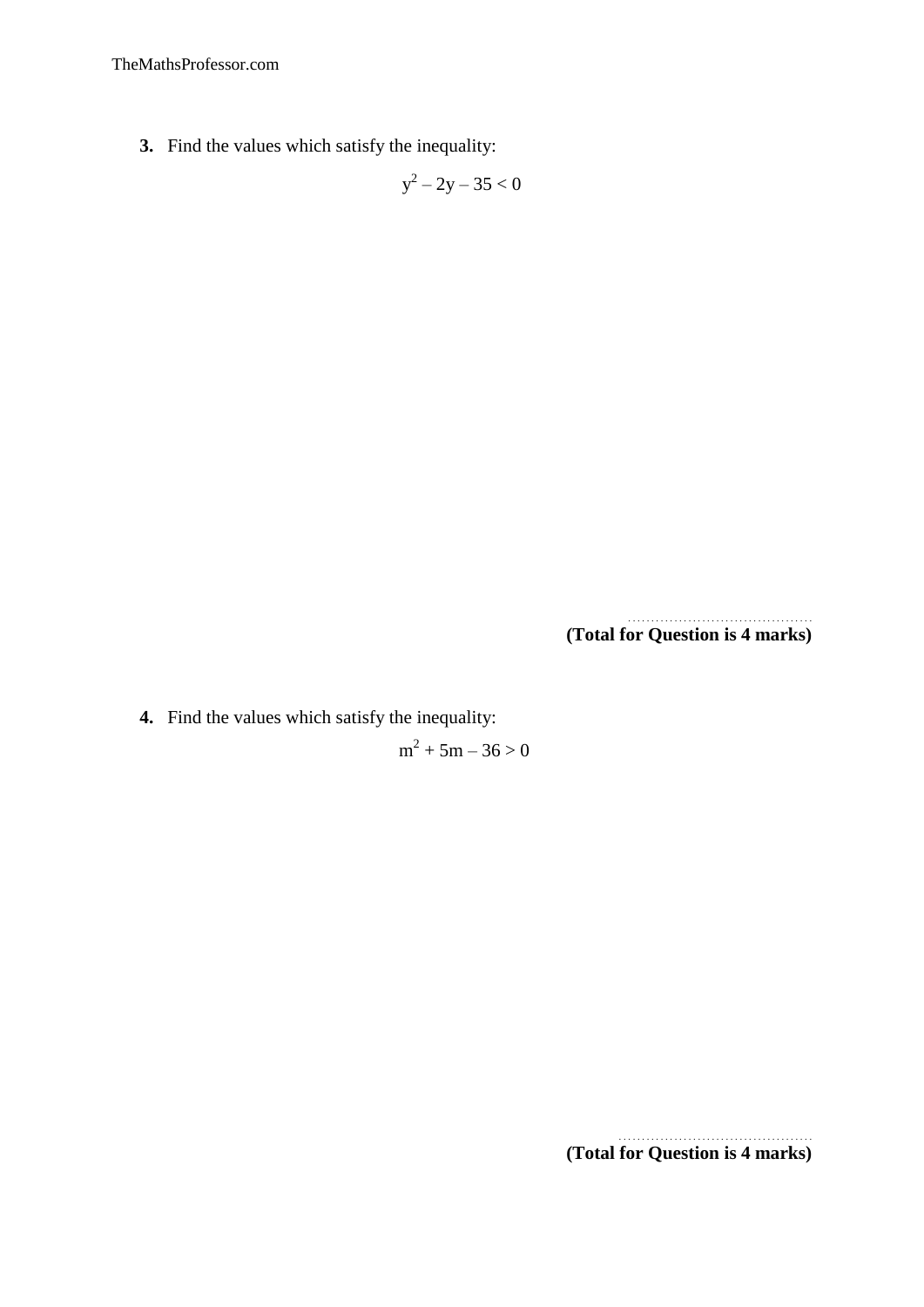**3.** Find the values which satisfy the inequality:

$$y^2 - 2y - 35 < 0$$

........................................
**(Total for Question is 4 marks)**

**4.** Find the values which satisfy the inequality:

$$m^2 + 5m - 36 > 0$$

........................................
**(Total for Question is 4 marks)**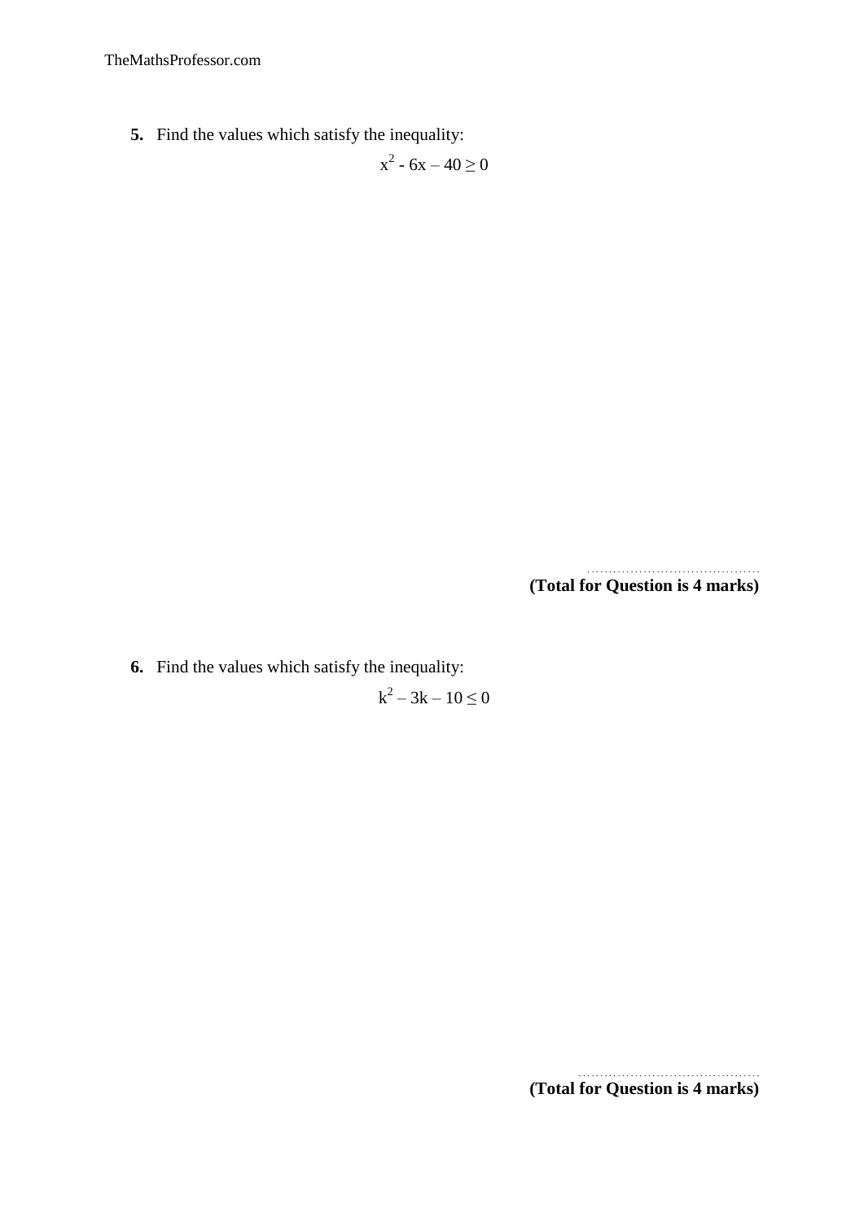**5.** Find the values which satisfy the inequality:

$$x^2 - 6x - 40 \geq 0$$

……………………………………

**(Total for Question is 4 marks)**

**6.** Find the values which satisfy the inequality:

$$k^2 - 3k - 10 \leq 0$$

……………………………………

**(Total for Question is 4 marks)**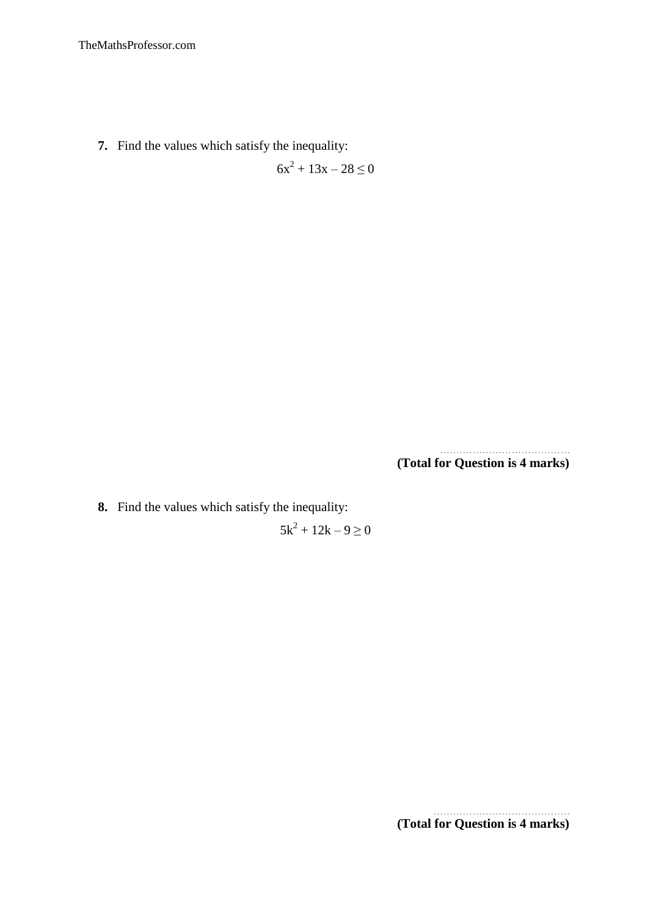**7.** Find the values which satisfy the inequality:

$$6x^2 + 13x - 28 \leq 0$$

........................................

**(Total for Question is 4 marks)**

**8.** Find the values which satisfy the inequality:

$$5k^2 + 12k - 9 \geq 0$$

........................................

**(Total for Question is 4 marks)**